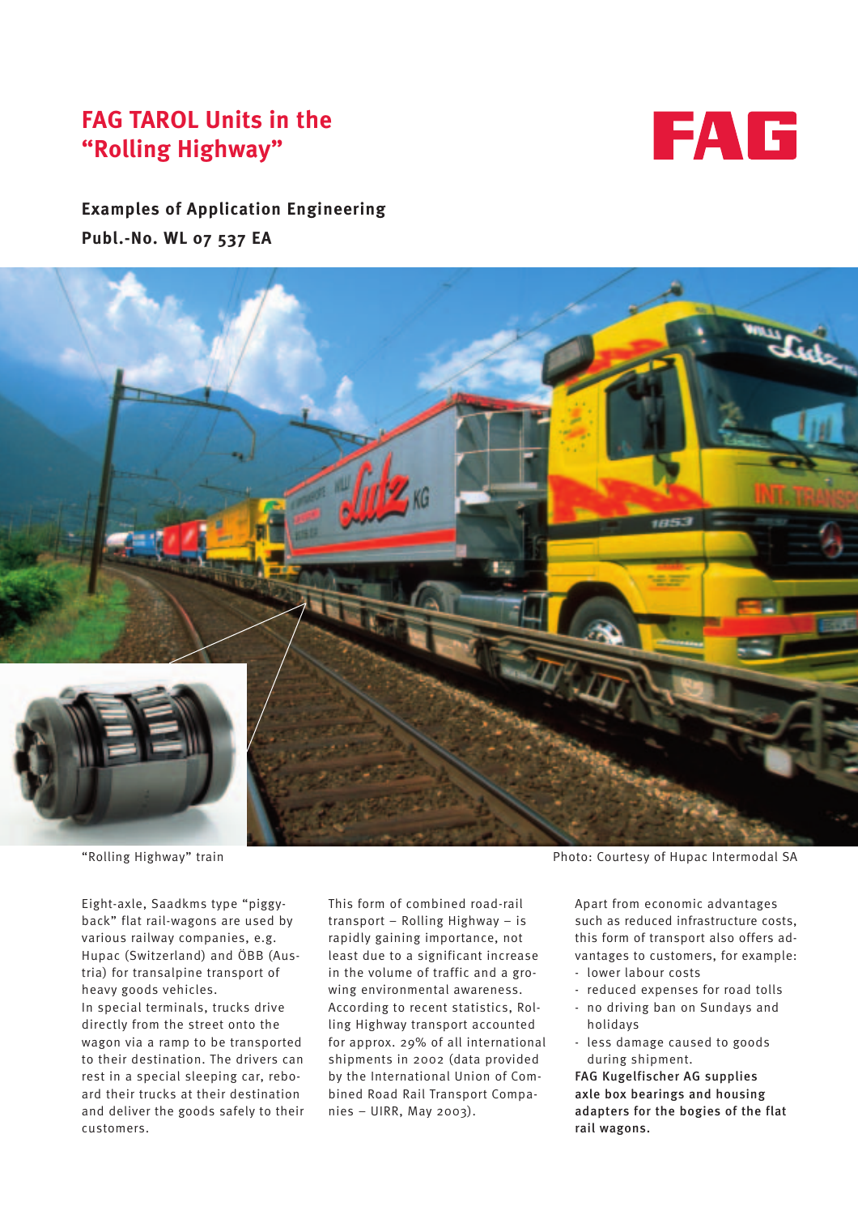# FAG TAROL Units in the "Rolling Highway"

**Examples of Application Engineering**

**Publ.-No. WL 07 537 EA**

"Rolling Highway" train

Photo: Courtesy of Hupac Intermodal SA

Eight-axle, Saadkms type "piggy-back" flat rail-wagons are used by various railway companies, e.g. Hupac (Switzerland) and ÖBB (Austria) for transalpine transport of heavy goods vehicles.
In special terminals, trucks drive directly from the street onto the wagon via a ramp to be transported to their destination. The drivers can rest in a special sleeping car, reboard their trucks at their destination and deliver the goods safely to their customers.

This form of combined road-rail transport – Rolling Highway – is rapidly gaining importance, not least due to a significant increase in the volume of traffic and a growing environmental awareness. According to recent statistics, Rolling Highway transport accounted for approx. 29% of all international shipments in 2002 (data provided by the International Union of Combined Road Rail Transport Companies – UIRR, May 2003).

Apart from economic advantages such as reduced infrastructure costs, this form of transport also offers advantages to customers, for example:

- lower labour costs
- reduced expenses for road tolls
- no driving ban on Sundays and holidays
- less damage caused to goods during shipment.

**FAG Kugelfischer AG supplies axle box bearings and housing adapters for the bogies of the flat rail wagons.**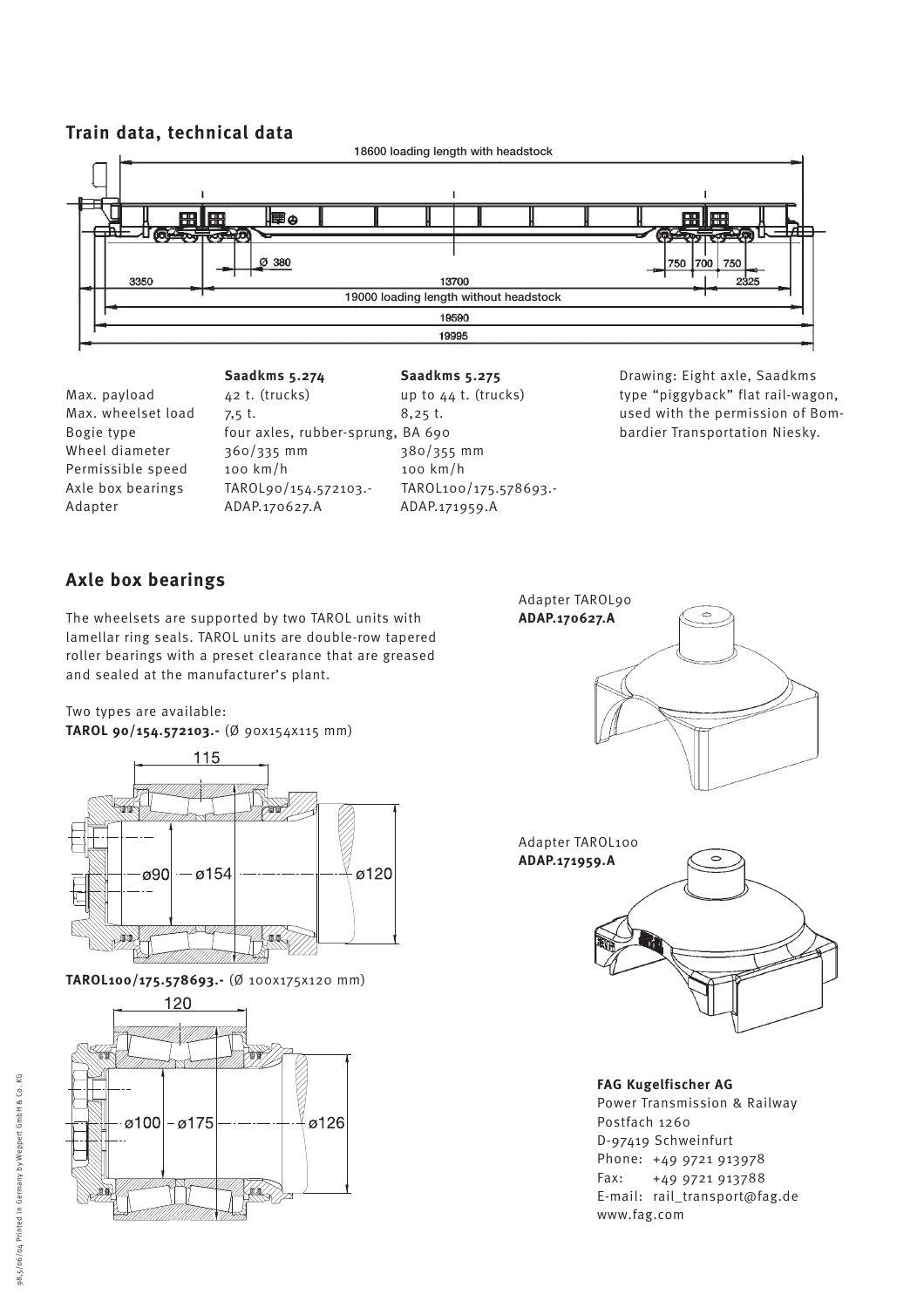## Train data, technical data

18600 loading length with headstock

Ø 380

750 700 750

3350

13700

2325

19000 loading length without headstock

19590

19995

| | Saadkms 5.274 | Saadkms 5.275 |
|---|---|---|
| Max. payload | 42 t. (trucks) | up to 44 t. (trucks) |
| Max. wheelset load | 7,5 t. | 8,25 t. |
| Bogie type | four axles, rubber-sprung, BA 690 | |
| Wheel diameter | 360/335 mm | 380/355 mm |
| Permissible speed | 100 km/h | 100 km/h |
| Axle box bearings | TAROL90/154.572103.- | TAROL100/175.578693.- |
| Adapter | ADAP.170627.A | ADAP.171959.A |

Drawing: Eight axle, Saadkms type "piggyback" flat rail-wagon, used with the permission of Bombardier Transportation Niesky.

## Axle box bearings

The wheelsets are supported by two TAROL units with lamellar ring seals. TAROL units are double-row tapered roller bearings with a preset clearance that are greased and sealed at the manufacturer's plant.

Two types are available:

**TAROL 90/154.572103.-** (Ø 90x154x115 mm)

115

ø90 ø154 ø120

**TAROL100/175.578693.-** (Ø 100x175x120 mm)

120

ø100 ø175 ø126

Adapter TAROL90
**ADAP.170627.A**

Adapter TAROL100
**ADAP.171959.A**

**FAG Kugelfischer AG**
Power Transmission & Railway
Postfach 1260
D-97419 Schweinfurt
Phone: +49 9721 913978
Fax: +49 9721 913788
E-mail: rail_transport@fag.de
www.fag.com

98,5/06/04 Printed in Germany by Weppert GmbH & Co. KG